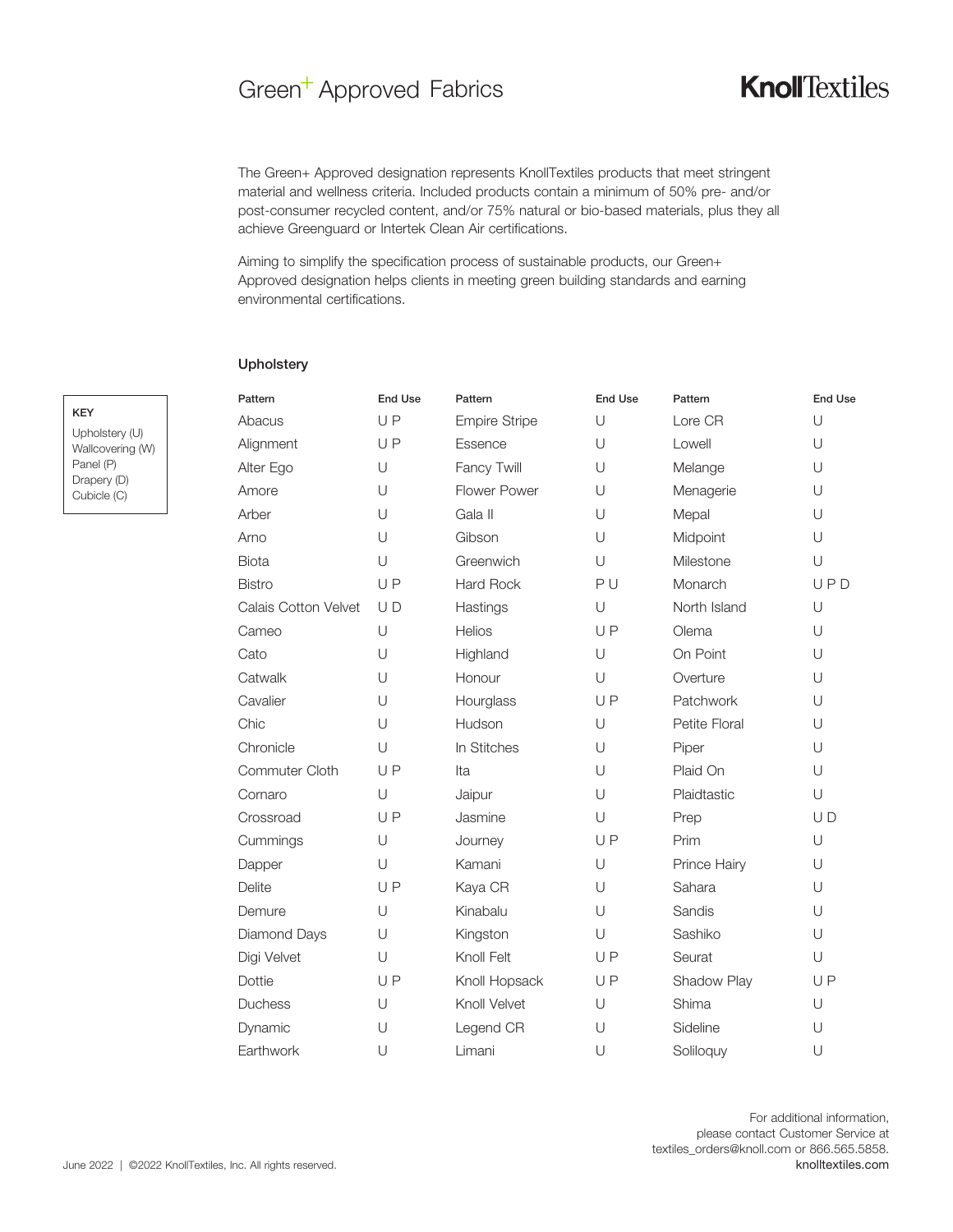# Green+ Approved Fabrics

**KnollTextiles**

The Green+ Approved designation represents KnollTextiles products that meet stringent material and wellness criteria. Included products contain a minimum of 50% pre- and/or post-consumer recycled content, and/or 75% natural or bio-based materials, plus they all achieve Greenguard or Intertek Clean Air certifications.

Aiming to simplify the specification process of sustainable products, our Green+ Approved designation helps clients in meeting green building standards and earning environmental certifications.

**KEY**
Upholstery (U)
Wallcovering (W)
Panel (P)
Drapery (D)
Cubicle (C)

## Upholstery

| Pattern | End Use | Pattern | End Use | Pattern | End Use |
|---|---|---|---|---|---|
| Abacus | U P | Empire Stripe | U | Lore CR | U |
| Alignment | U P | Essence | U | Lowell | U |
| Alter Ego | U | Fancy Twill | U | Melange | U |
| Amore | U | Flower Power | U | Menagerie | U |
| Arber | U | Gala II | U | Mepal | U |
| Arno | U | Gibson | U | Midpoint | U |
| Biota | U | Greenwich | U | Milestone | U |
| Bistro | U P | Hard Rock | P U | Monarch | U P D |
| Calais Cotton Velvet | U D | Hastings | U | North Island | U |
| Cameo | U | Helios | U P | Olema | U |
| Cato | U | Highland | U | On Point | U |
| Catwalk | U | Honour | U | Overture | U |
| Cavalier | U | Hourglass | U P | Patchwork | U |
| Chic | U | Hudson | U | Petite Floral | U |
| Chronicle | U | In Stitches | U | Piper | U |
| Commuter Cloth | U P | Ita | U | Plaid On | U |
| Cornaro | U | Jaipur | U | Plaidtastic | U |
| Crossroad | U P | Jasmine | U | Prep | U D |
| Cummings | U | Journey | U P | Prim | U |
| Dapper | U | Kamani | U | Prince Hairy | U |
| Delite | U P | Kaya CR | U | Sahara | U |
| Demure | U | Kinabalu | U | Sandis | U |
| Diamond Days | U | Kingston | U | Sashiko | U |
| Digi Velvet | U | Knoll Felt | U P | Seurat | U |
| Dottie | U P | Knoll Hopsack | U P | Shadow Play | U P |
| Duchess | U | Knoll Velvet | U | Shima | U |
| Dynamic | U | Legend CR | U | Sideline | U |
| Earthwork | U | Limani | U | Soliloquy | U |

For additional information, please contact Customer Service at textiles_orders@knoll.com or 866.565.5858.
knolltextiles.com

June 2022 | ©2022 KnollTextiles, Inc. All rights reserved.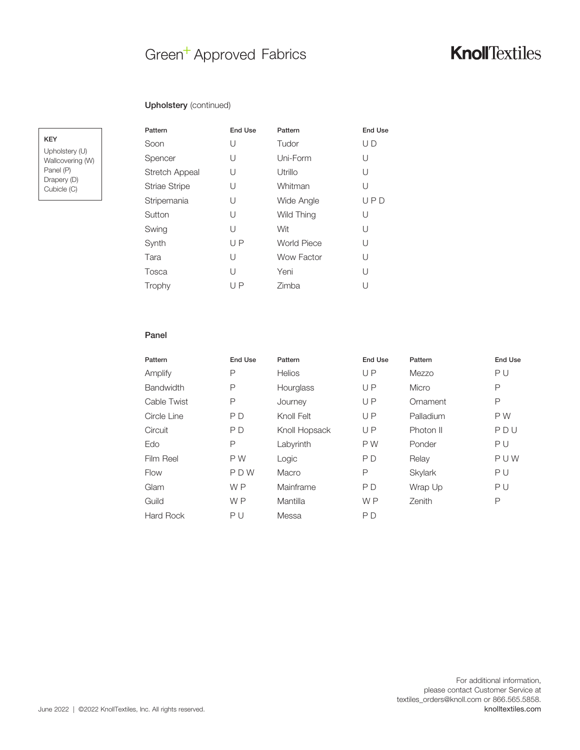# Green+ Approved Fabrics

**KEY**

Upholstery (U)
Wallcovering (W)
Panel (P)
Drapery (D)
Cubicle (C)

## Upholstery (continued)

| Pattern | End Use | Pattern | End Use |
|---|---|---|---|
| Soon | U | Tudor | U D |
| Spencer | U | Uni-Form | U |
| Stretch Appeal | U | Utrillo | U |
| Striae Stripe | U | Whitman | U |
| Stripemania | U | Wide Angle | U P D |
| Sutton | U | Wild Thing | U |
| Swing | U | Wit | U |
| Synth | U P | World Piece | U |
| Tara | U | Wow Factor | U |
| Tosca | U | Yeni | U |
| Trophy | U P | Zimba | U |

## Panel

| Pattern | End Use | Pattern | End Use | Pattern | End Use |
|---|---|---|---|---|---|
| Amplify | P | Helios | U P | Mezzo | P U |
| Bandwidth | P | Hourglass | U P | Micro | P |
| Cable Twist | P | Journey | U P | Ornament | P |
| Circle Line | P D | Knoll Felt | U P | Palladium | P W |
| Circuit | P D | Knoll Hopsack | U P | Photon II | P D U |
| Edo | P | Labyrinth | P W | Ponder | P U |
| Film Reel | P W | Logic | P D | Relay | P U W |
| Flow | P D W | Macro | P | Skylark | P U |
| Glam | W P | Mainframe | P D | Wrap Up | P U |
| Guild | W P | Mantilla | W P | Zenith | P |
| Hard Rock | P U | Messa | P D | | |

June 2022 | ©2022 KnollTextiles, Inc. All rights reserved.

For additional information, please contact Customer Service at textiles_orders@knoll.com or 866.565.5858.
knolltextiles.com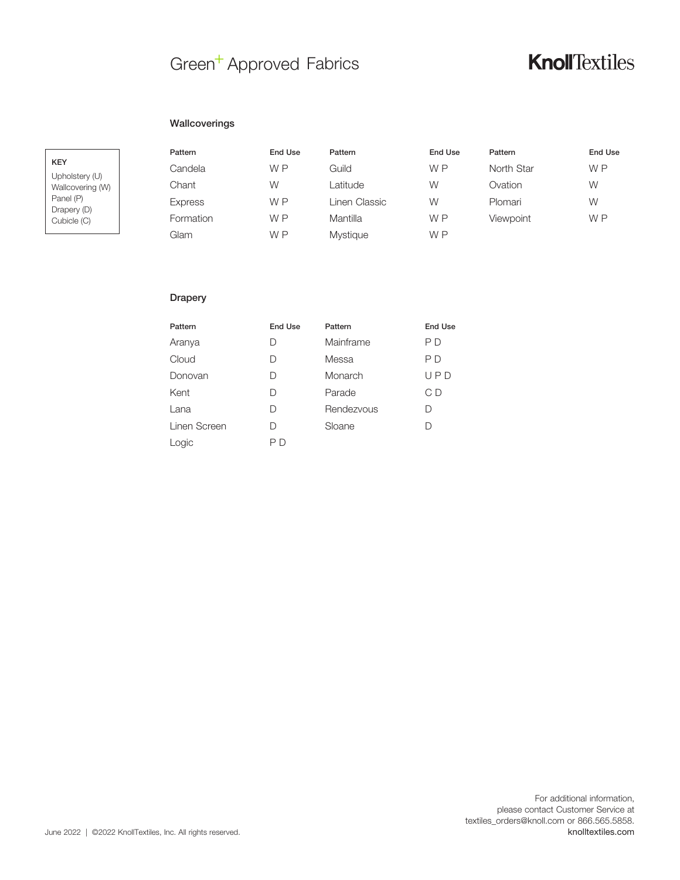# Green+ Approved Fabrics

KnollTextiles

**KEY**

- Upholstery (U)
- Wallcovering (W)
- Panel (P)
- Drapery (D)
- Cubicle (C)

## Wallcoverings

| Pattern | End Use | Pattern | End Use | Pattern | End Use |
|---|---|---|---|---|---|
| Candela | W P | Guild | W P | North Star | W P |
| Chant | W | Latitude | W | Ovation | W |
| Express | W P | Linen Classic | W | Plomari | W |
| Formation | W P | Mantilla | W P | Viewpoint | W P |
| Glam | W P | Mystique | W P | | |

## Drapery

| Pattern | End Use | Pattern | End Use |
|---|---|---|---|
| Aranya | D | Mainframe | P D |
| Cloud | D | Messa | P D |
| Donovan | D | Monarch | U P D |
| Kent | D | Parade | C D |
| Lana | D | Rendezvous | D |
| Linen Screen | D | Sloane | D |
| Logic | P D | | |

June 2022 | ©2022 KnollTextiles, Inc. All rights reserved.

For additional information, please contact Customer Service at textiles_orders@knoll.com or 866.565.5858.
knolltextiles.com